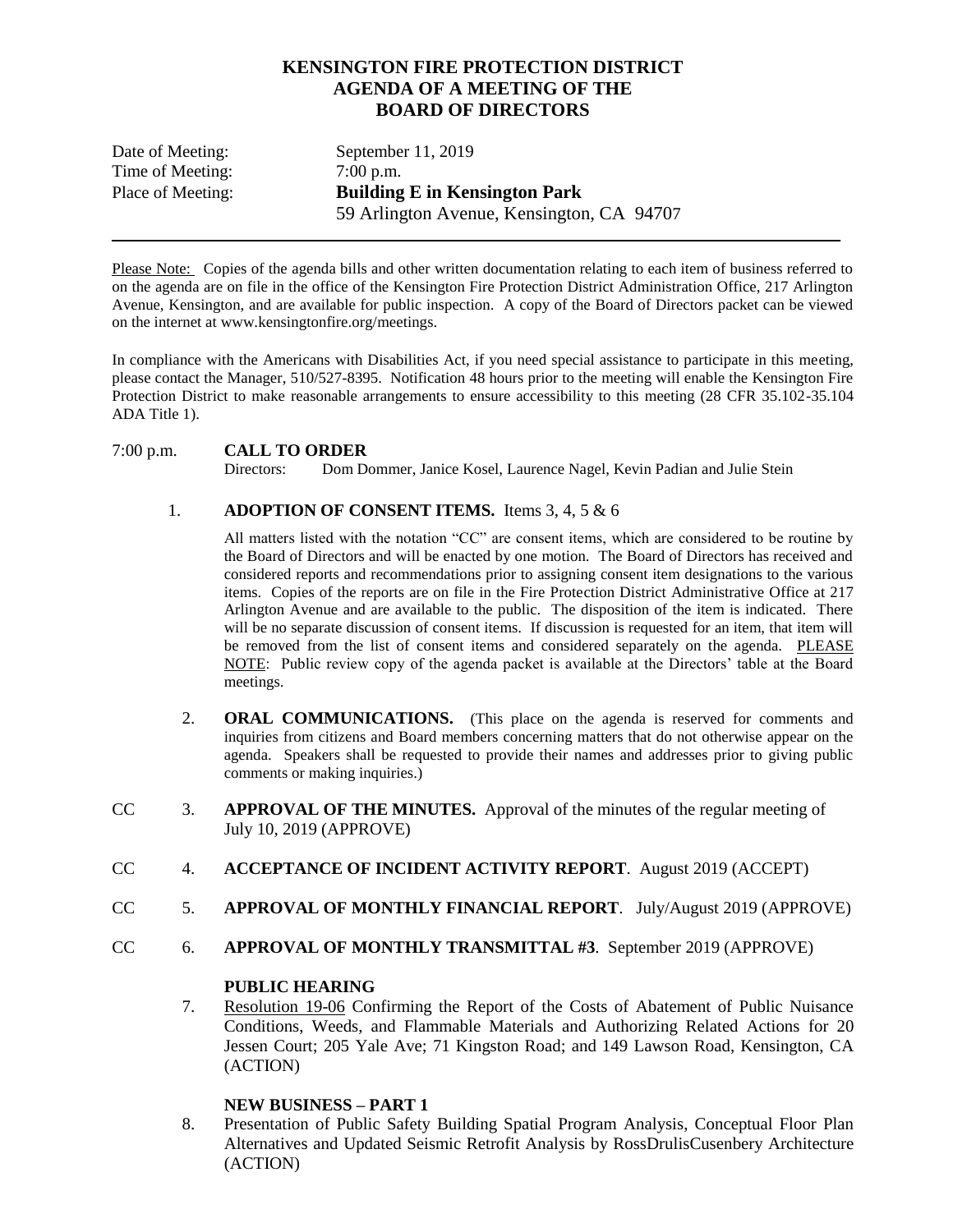# KENSINGTON FIRE PROTECTION DISTRICT
## AGENDA OF A MEETING OF THE
## BOARD OF DIRECTORS

Date of Meeting: September 11, 2019
Time of Meeting: 7:00 p.m.
Place of Meeting: **Building E in Kensington Park**
59 Arlington Avenue, Kensington, CA 94707

---

Please Note: Copies of the agenda bills and other written documentation relating to each item of business referred to on the agenda are on file in the office of the Kensington Fire Protection District Administration Office, 217 Arlington Avenue, Kensington, and are available for public inspection. A copy of the Board of Directors packet can be viewed on the internet at www.kensingtonfire.org/meetings.

In compliance with the Americans with Disabilities Act, if you need special assistance to participate in this meeting, please contact the Manager, 510/527-8395. Notification 48 hours prior to the meeting will enable the Kensington Fire Protection District to make reasonable arrangements to ensure accessibility to this meeting (28 CFR 35.102-35.104 ADA Title 1).

7:00 p.m. **CALL TO ORDER**
Directors: Dom Dommer, Janice Kosel, Laurence Nagel, Kevin Padian and Julie Stein

1. **ADOPTION OF CONSENT ITEMS.** Items 3, 4, 5 & 6

   All matters listed with the notation "CC" are consent items, which are considered to be routine by the Board of Directors and will be enacted by one motion. The Board of Directors has received and considered reports and recommendations prior to assigning consent item designations to the various items. Copies of the reports are on file in the Fire Protection District Administrative Office at 217 Arlington Avenue and are available to the public. The disposition of the item is indicated. There will be no separate discussion of consent items. If discussion is requested for an item, that item will be removed from the list of consent items and considered separately on the agenda. PLEASE NOTE: Public review copy of the agenda packet is available at the Directors' table at the Board meetings.

2. **ORAL COMMUNICATIONS.** (This place on the agenda is reserved for comments and inquiries from citizens and Board members concerning matters that do not otherwise appear on the agenda. Speakers shall be requested to provide their names and addresses prior to giving public comments or making inquiries.)

CC 3. **APPROVAL OF THE MINUTES.** Approval of the minutes of the regular meeting of July 10, 2019 (APPROVE)

CC 4. **ACCEPTANCE OF INCIDENT ACTIVITY REPORT**. August 2019 (ACCEPT)

CC 5. **APPROVAL OF MONTHLY FINANCIAL REPORT**. July/August 2019 (APPROVE)

CC 6. **APPROVAL OF MONTHLY TRANSMITTAL #3**. September 2019 (APPROVE)

**PUBLIC HEARING**

7. Resolution 19-06 Confirming the Report of the Costs of Abatement of Public Nuisance Conditions, Weeds, and Flammable Materials and Authorizing Related Actions for 20 Jessen Court; 205 Yale Ave; 71 Kingston Road; and 149 Lawson Road, Kensington, CA (ACTION)

**NEW BUSINESS – PART 1**

8. Presentation of Public Safety Building Spatial Program Analysis, Conceptual Floor Plan Alternatives and Updated Seismic Retrofit Analysis by RossDrulisCusenbery Architecture (ACTION)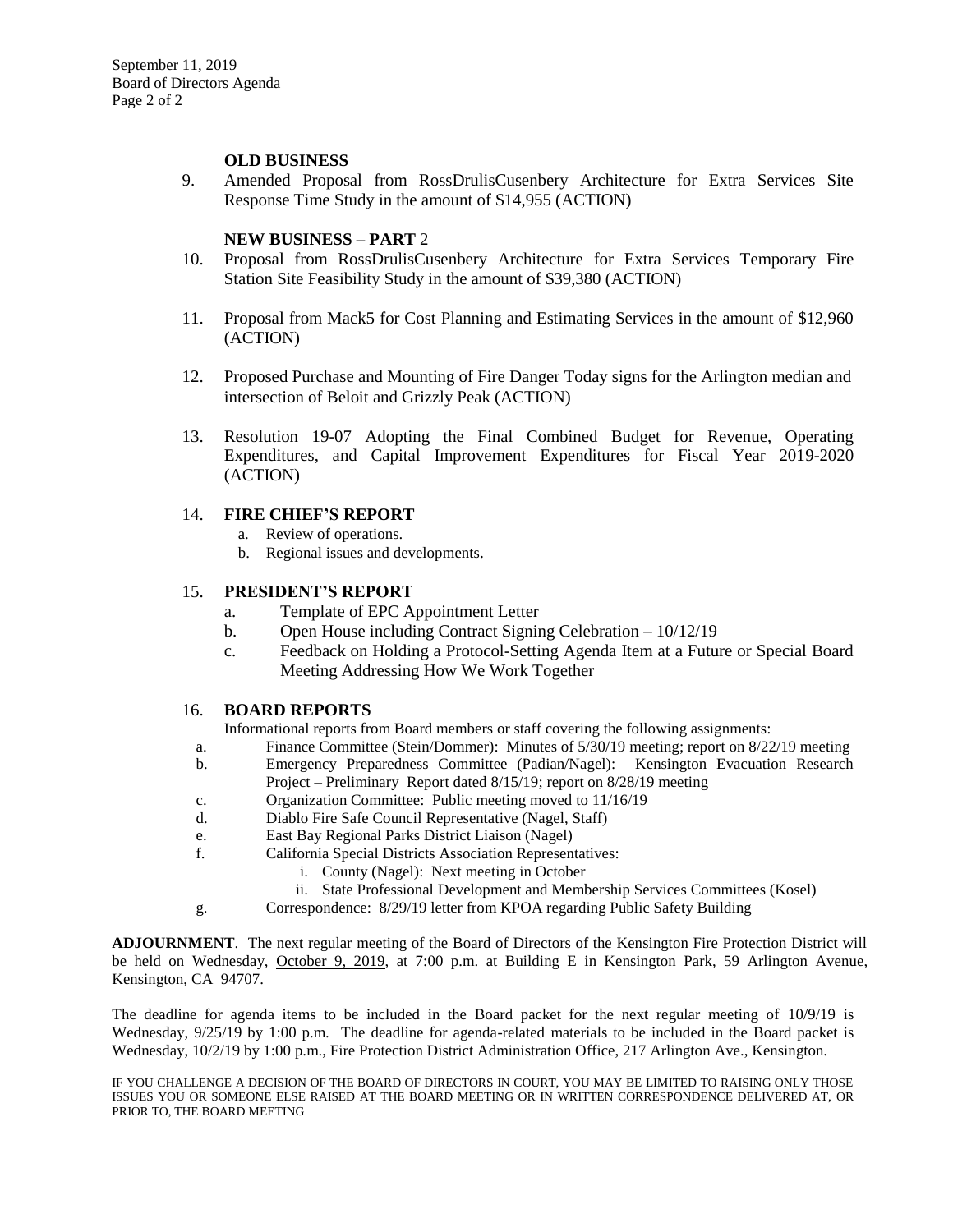**OLD BUSINESS**

9. Amended Proposal from RossDrulisCusenbery Architecture for Extra Services Site Response Time Study in the amount of $14,955 (ACTION)

**NEW BUSINESS – PART** 2

10. Proposal from RossDrulisCusenbery Architecture for Extra Services Temporary Fire Station Site Feasibility Study in the amount of $39,380 (ACTION)

11. Proposal from Mack5 for Cost Planning and Estimating Services in the amount of $12,960 (ACTION)

12. Proposed Purchase and Mounting of Fire Danger Today signs for the Arlington median and intersection of Beloit and Grizzly Peak (ACTION)

13. Resolution 19-07 Adopting the Final Combined Budget for Revenue, Operating Expenditures, and Capital Improvement Expenditures for Fiscal Year 2019-2020 (ACTION)

14. **FIRE CHIEF'S REPORT**
    a. Review of operations.
    b. Regional issues and developments.

15. **PRESIDENT'S REPORT**
    a. Template of EPC Appointment Letter
    b. Open House including Contract Signing Celebration – 10/12/19
    c. Feedback on Holding a Protocol-Setting Agenda Item at a Future or Special Board Meeting Addressing How We Work Together

16. **BOARD REPORTS**

    Informational reports from Board members or staff covering the following assignments:
    a. Finance Committee (Stein/Dommer): Minutes of 5/30/19 meeting; report on 8/22/19 meeting
    b. Emergency Preparedness Committee (Padian/Nagel): Kensington Evacuation Research Project – Preliminary Report dated 8/15/19; report on 8/28/19 meeting
    c. Organization Committee: Public meeting moved to 11/16/19
    d. Diablo Fire Safe Council Representative (Nagel, Staff)
    e. East Bay Regional Parks District Liaison (Nagel)
    f. California Special Districts Association Representatives:
       i. County (Nagel): Next meeting in October
       ii. State Professional Development and Membership Services Committees (Kosel)
    g. Correspondence: 8/29/19 letter from KPOA regarding Public Safety Building

**ADJOURNMENT**. The next regular meeting of the Board of Directors of the Kensington Fire Protection District will be held on Wednesday, October 9, 2019, at 7:00 p.m. at Building E in Kensington Park, 59 Arlington Avenue, Kensington, CA 94707.

The deadline for agenda items to be included in the Board packet for the next regular meeting of 10/9/19 is Wednesday, 9/25/19 by 1:00 p.m. The deadline for agenda-related materials to be included in the Board packet is Wednesday, 10/2/19 by 1:00 p.m., Fire Protection District Administration Office, 217 Arlington Ave., Kensington.

IF YOU CHALLENGE A DECISION OF THE BOARD OF DIRECTORS IN COURT, YOU MAY BE LIMITED TO RAISING ONLY THOSE ISSUES YOU OR SOMEONE ELSE RAISED AT THE BOARD MEETING OR IN WRITTEN CORRESPONDENCE DELIVERED AT, OR PRIOR TO, THE BOARD MEETING